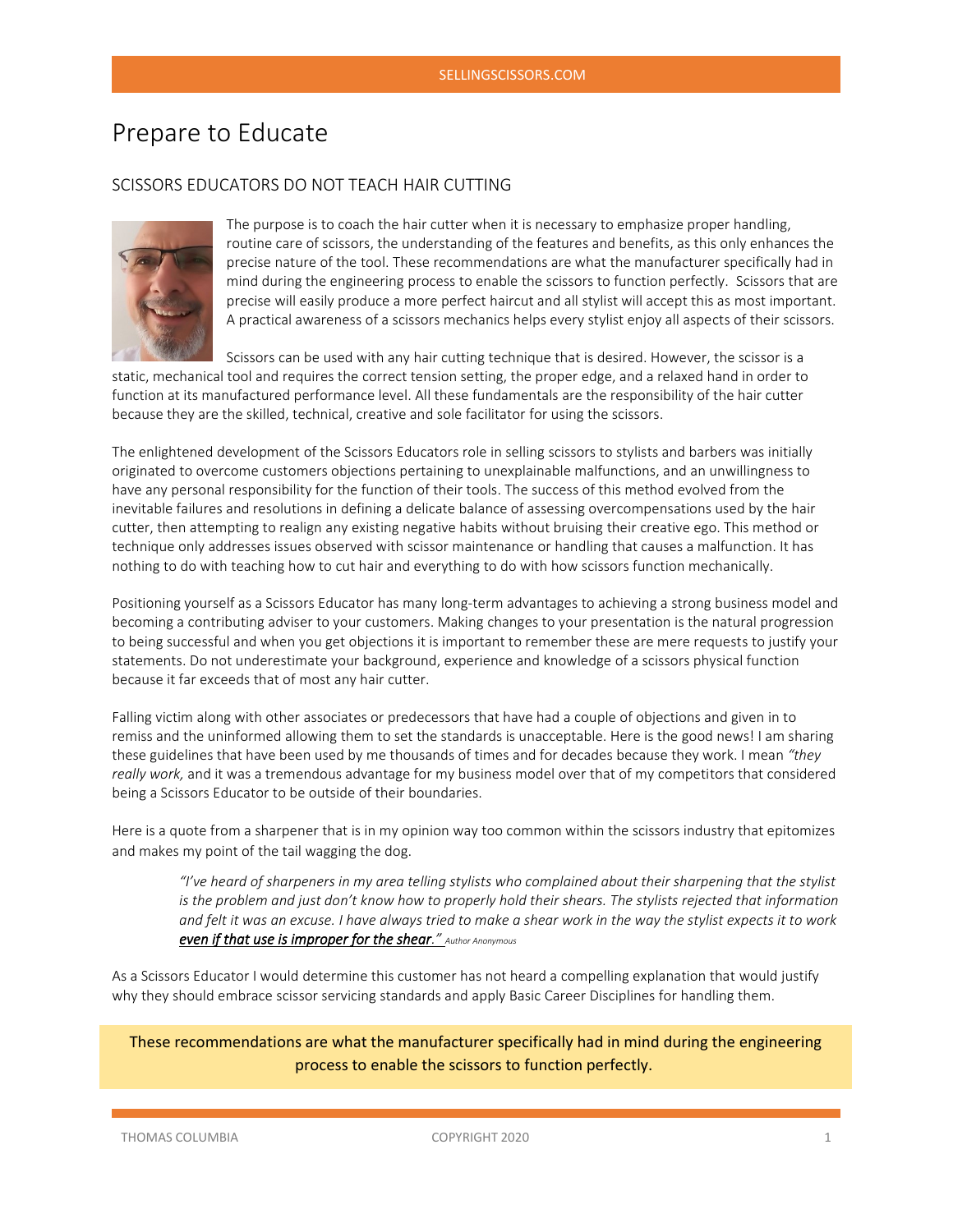# Prepare to Educate

## SCISSORS EDUCATORS DO NOT TEACH HAIR CUTTING

The purpose is to coach the hair cutter when it is necessary to emphasize proper handling, routine care of scissors, the understanding of the features and benefits, as this only enhances the precise nature of the tool. These recommendations are what the manufacturer specifically had in mind during the engineering process to enable the scissors to function perfectly. Scissors that are precise will easily produce a more perfect haircut and all stylist will accept this as most important. A practical awareness of a scissors mechanics helps every stylist enjoy all aspects of their scissors.

Scissors can be used with any hair cutting technique that is desired. However, the scissor is a static, mechanical tool and requires the correct tension setting, the proper edge, and a relaxed hand in order to function at its manufactured performance level. All these fundamentals are the responsibility of the hair cutter because they are the skilled, technical, creative and sole facilitator for using the scissors.

The enlightened development of the Scissors Educators role in selling scissors to stylists and barbers was initially originated to overcome customers objections pertaining to unexplainable malfunctions, and an unwillingness to have any personal responsibility for the function of their tools. The success of this method evolved from the inevitable failures and resolutions in defining a delicate balance of assessing overcompensations used by the hair cutter, then attempting to realign any existing negative habits without bruising their creative ego. This method or technique only addresses issues observed with scissor maintenance or handling that causes a malfunction. It has nothing to do with teaching how to cut hair and everything to do with how scissors function mechanically.

Positioning yourself as a Scissors Educator has many long-term advantages to achieving a strong business model and becoming a contributing adviser to your customers. Making changes to your presentation is the natural progression to being successful and when you get objections it is important to remember these are mere requests to justify your statements. Do not underestimate your background, experience and knowledge of a scissors physical function because it far exceeds that of most any hair cutter.

Falling victim along with other associates or predecessors that have had a couple of objections and given in to remiss and the uninformed allowing them to set the standards is unacceptable. Here is the good news! I am sharing these guidelines that have been used by me thousands of times and for decades because they work. I mean *"they really work,* and it was a tremendous advantage for my business model over that of my competitors that considered being a Scissors Educator to be outside of their boundaries.

Here is a quote from a sharpener that is in my opinion way too common within the scissors industry that epitomizes and makes my point of the tail wagging the dog.

> *"I've heard of sharpeners in my area telling stylists who complained about their sharpening that the stylist is the problem and just don't know how to properly hold their shears. The stylists rejected that information and felt it was an excuse. I have always tried to make a shear work in the way the stylist expects it to work* ***even if that use is improper for the shear."*** *Author Anonymous*

As a Scissors Educator I would determine this customer has not heard a compelling explanation that would justify why they should embrace scissor servicing standards and apply Basic Career Disciplines for handling them.

> These recommendations are what the manufacturer specifically had in mind during the engineering process to enable the scissors to function perfectly.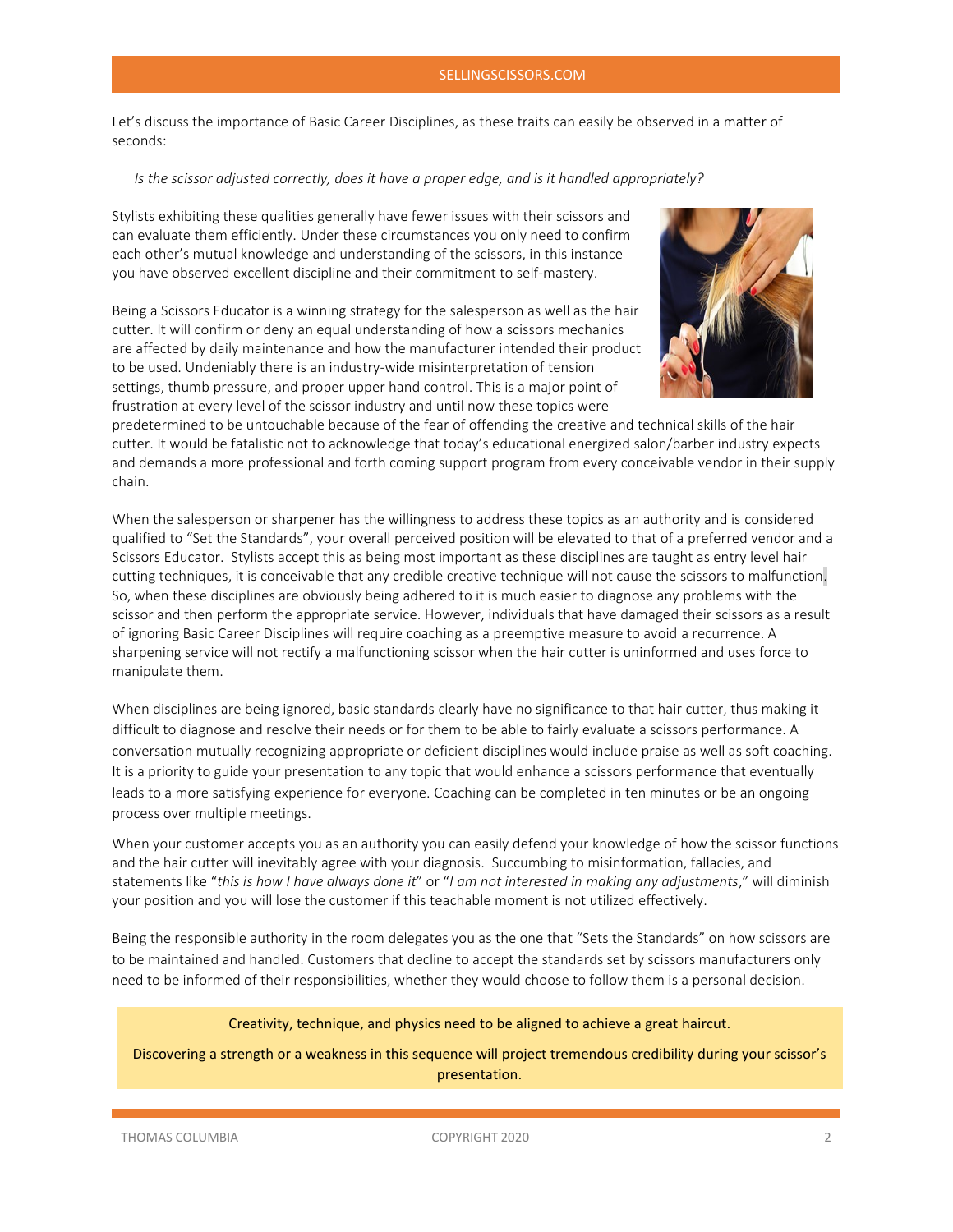Let's discuss the importance of Basic Career Disciplines, as these traits can easily be observed in a matter of seconds:

*Is the scissor adjusted correctly, does it have a proper edge, and is it handled appropriately?*

Stylists exhibiting these qualities generally have fewer issues with their scissors and can evaluate them efficiently. Under these circumstances you only need to confirm each other's mutual knowledge and understanding of the scissors, in this instance you have observed excellent discipline and their commitment to self-mastery.

Being a Scissors Educator is a winning strategy for the salesperson as well as the hair cutter. It will confirm or deny an equal understanding of how a scissors mechanics are affected by daily maintenance and how the manufacturer intended their product to be used. Undeniably there is an industry-wide misinterpretation of tension settings, thumb pressure, and proper upper hand control. This is a major point of frustration at every level of the scissor industry and until now these topics were predetermined to be untouchable because of the fear of offending the creative and technical skills of the hair cutter. It would be fatalistic not to acknowledge that today's educational energized salon/barber industry expects and demands a more professional and forth coming support program from every conceivable vendor in their supply chain.

When the salesperson or sharpener has the willingness to address these topics as an authority and is considered qualified to "Set the Standards", your overall perceived position will be elevated to that of a preferred vendor and a Scissors Educator. Stylists accept this as being most important as these disciplines are taught as entry level hair cutting techniques, it is conceivable that any credible creative technique will not cause the scissors to malfunction. So, when these disciplines are obviously being adhered to it is much easier to diagnose any problems with the scissor and then perform the appropriate service. However, individuals that have damaged their scissors as a result of ignoring Basic Career Disciplines will require coaching as a preemptive measure to avoid a recurrence. A sharpening service will not rectify a malfunctioning scissor when the hair cutter is uninformed and uses force to manipulate them.

When disciplines are being ignored, basic standards clearly have no significance to that hair cutter, thus making it difficult to diagnose and resolve their needs or for them to be able to fairly evaluate a scissors performance. A conversation mutually recognizing appropriate or deficient disciplines would include praise as well as soft coaching. It is a priority to guide your presentation to any topic that would enhance a scissors performance that eventually leads to a more satisfying experience for everyone. Coaching can be completed in ten minutes or be an ongoing process over multiple meetings.

When your customer accepts you as an authority you can easily defend your knowledge of how the scissor functions and the hair cutter will inevitably agree with your diagnosis. Succumbing to misinformation, fallacies, and statements like "*this is how I have always done it*" or "*I am not interested in making any adjustments*," will diminish your position and you will lose the customer if this teachable moment is not utilized effectively.

Being the responsible authority in the room delegates you as the one that "Sets the Standards" on how scissors are to be maintained and handled. Customers that decline to accept the standards set by scissors manufacturers only need to be informed of their responsibilities, whether they would choose to follow them is a personal decision.

Creativity, technique, and physics need to be aligned to achieve a great haircut.

Discovering a strength or a weakness in this sequence will project tremendous credibility during your scissor's presentation.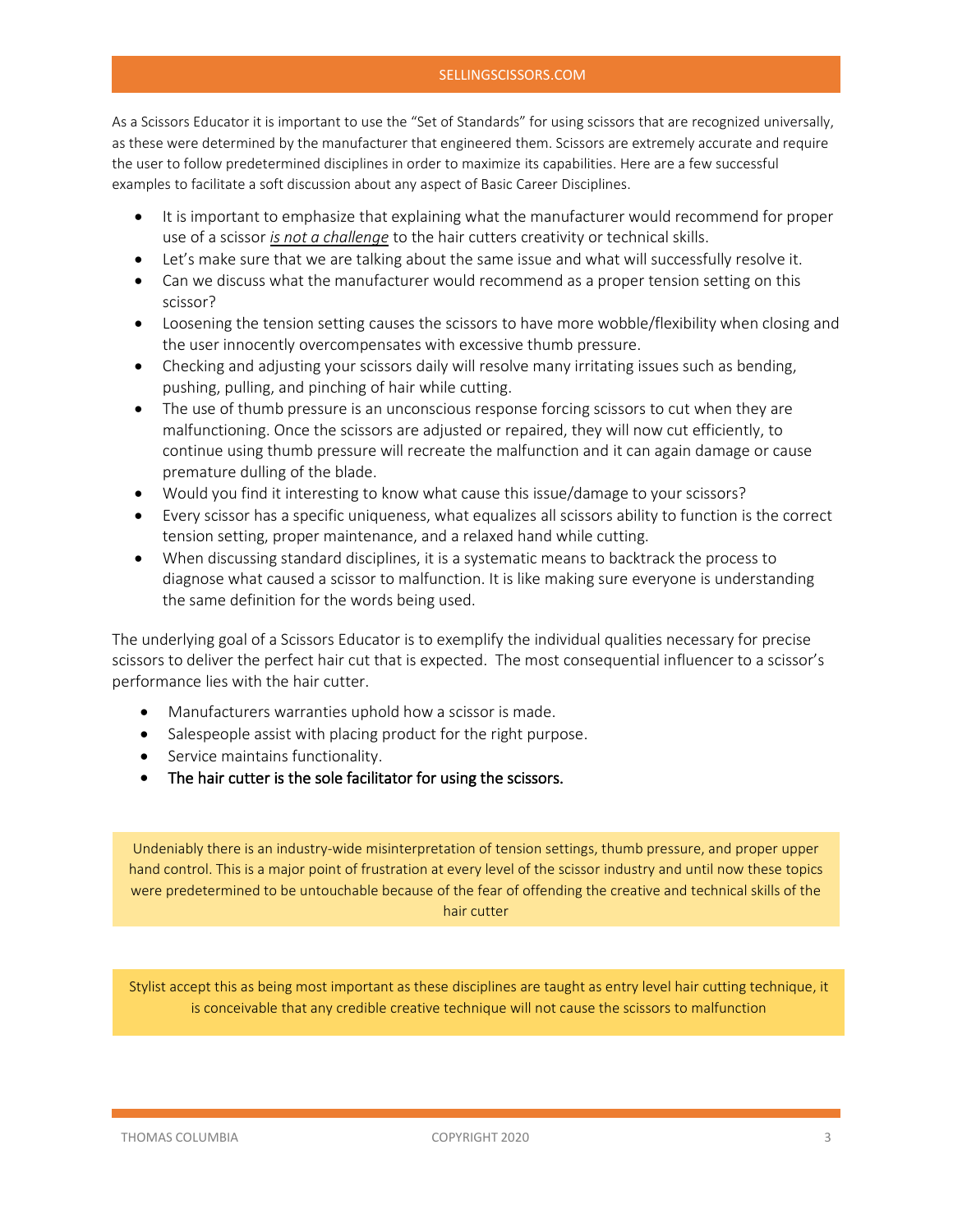As a Scissors Educator it is important to use the "Set of Standards" for using scissors that are recognized universally, as these were determined by the manufacturer that engineered them. Scissors are extremely accurate and require the user to follow predetermined disciplines in order to maximize its capabilities. Here are a few successful examples to facilitate a soft discussion about any aspect of Basic Career Disciplines.

- It is important to emphasize that explaining what the manufacturer would recommend for proper use of a scissor ***is not a challenge*** to the hair cutters creativity or technical skills.
- Let's make sure that we are talking about the same issue and what will successfully resolve it.
- Can we discuss what the manufacturer would recommend as a proper tension setting on this scissor?
- Loosening the tension setting causes the scissors to have more wobble/flexibility when closing and the user innocently overcompensates with excessive thumb pressure.
- Checking and adjusting your scissors daily will resolve many irritating issues such as bending, pushing, pulling, and pinching of hair while cutting.
- The use of thumb pressure is an unconscious response forcing scissors to cut when they are malfunctioning. Once the scissors are adjusted or repaired, they will now cut efficiently, to continue using thumb pressure will recreate the malfunction and it can again damage or cause premature dulling of the blade.
- Would you find it interesting to know what cause this issue/damage to your scissors?
- Every scissor has a specific uniqueness, what equalizes all scissors ability to function is the correct tension setting, proper maintenance, and a relaxed hand while cutting.
- When discussing standard disciplines, it is a systematic means to backtrack the process to diagnose what caused a scissor to malfunction. It is like making sure everyone is understanding the same definition for the words being used.

The underlying goal of a Scissors Educator is to exemplify the individual qualities necessary for precise scissors to deliver the perfect hair cut that is expected. The most consequential influencer to a scissor's performance lies with the hair cutter.

- Manufacturers warranties uphold how a scissor is made.
- Salespeople assist with placing product for the right purpose.
- Service maintains functionality.
- The hair cutter is the sole facilitator for using the scissors.

Undeniably there is an industry-wide misinterpretation of tension settings, thumb pressure, and proper upper hand control. This is a major point of frustration at every level of the scissor industry and until now these topics were predetermined to be untouchable because of the fear of offending the creative and technical skills of the hair cutter

Stylist accept this as being most important as these disciplines are taught as entry level hair cutting technique, it is conceivable that any credible creative technique will not cause the scissors to malfunction